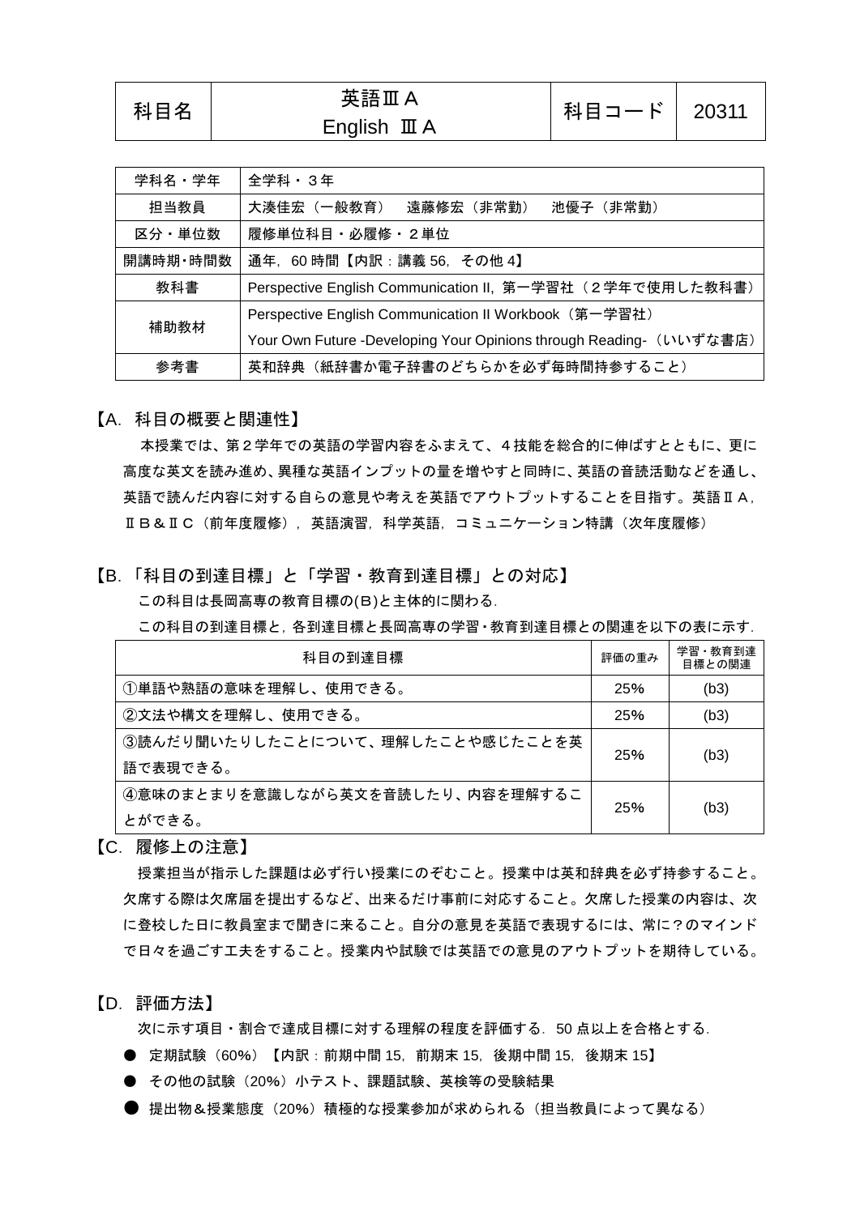| 科目名 | 英語ⅢＡ<br>English ⅢＡ | 科目コード | 20311 |
|---|---|---|---|

| 学科名・学年 | 全学科・３年 |
|---|---|
| 担当教員 | 大湊佳宏（一般教育）　遠藤修宏（非常勤）　池優子（非常勤） |
| 区分・単位数 | 履修単位科目・必履修・２単位 |
| 開講時期・時間数 | 通年，60 時間【内訳：講義 56，その他 4】 |
| 教科書 | Perspective English Communication II，第一学習社（２学年で使用した教科書） |
| 補助教材 | Perspective English Communication II Workbook（第一学習社）<br>Your Own Future -Developing Your Opinions through Reading-（いいずな書店） |
| 参考書 | 英和辞典（紙辞書か電子辞書のどちらかを必ず毎時間持参すること） |

## 【A．科目の概要と関連性】

本授業では、第２学年での英語の学習内容をふまえて、４技能を総合的に伸ばすとともに、更に高度な英文を読み進め、異種な英語インプットの量を増やすと同時に、英語の音読活動などを通し、英語で読んだ内容に対する自らの意見や考えを英語でアウトプットすることを目指す。英語ⅡＡ，ⅡＢ＆ⅡＣ（前年度履修），英語演習，科学英語，コミュニケーション特講（次年度履修）

## 【B．「科目の到達目標」と「学習・教育到達目標」との対応】

この科目は長岡高専の教育目標の(B)と主体的に関わる．

この科目の到達目標と，各到達目標と長岡高専の学習・教育到達目標との関連を以下の表に示す．

| 科目の到達目標 | 評価の重み | 学習・教育到達目標との関連 |
|---|---|---|
| ①単語や熟語の意味を理解し、使用できる。 | 25% | (b3) |
| ②文法や構文を理解し、使用できる。 | 25% | (b3) |
| ③読んだり聞いたりしたことについて、理解したことや感じたことを英語で表現できる。 | 25% | (b3) |
| ④意味のまとまりを意識しながら英文を音読したり、内容を理解することができる。 | 25% | (b3) |

## 【C．履修上の注意】

授業担当が指示した課題は必ず行い授業にのぞむこと。授業中は英和辞典を必ず持参すること。欠席する際は欠席届を提出するなど、出来るだけ事前に対応すること。欠席した授業の内容は、次に登校した日に教員室まで聞きに来ること。自分の意見を英語で表現するには、常に？のマインドで日々を過ごす工夫をすること。授業内や試験では英語での意見のアウトプットを期待している。

## 【D．評価方法】

次に示す項目・割合で達成目標に対する理解の程度を評価する．50 点以上を合格とする．

- 定期試験（60%）【内訳：前期中間 15，前期末 15，後期中間 15，後期末 15】
- その他の試験（20%）小テスト、課題試験、英検等の受験結果
- 提出物＆授業態度（20%）積極的な授業参加が求められる（担当教員によって異なる）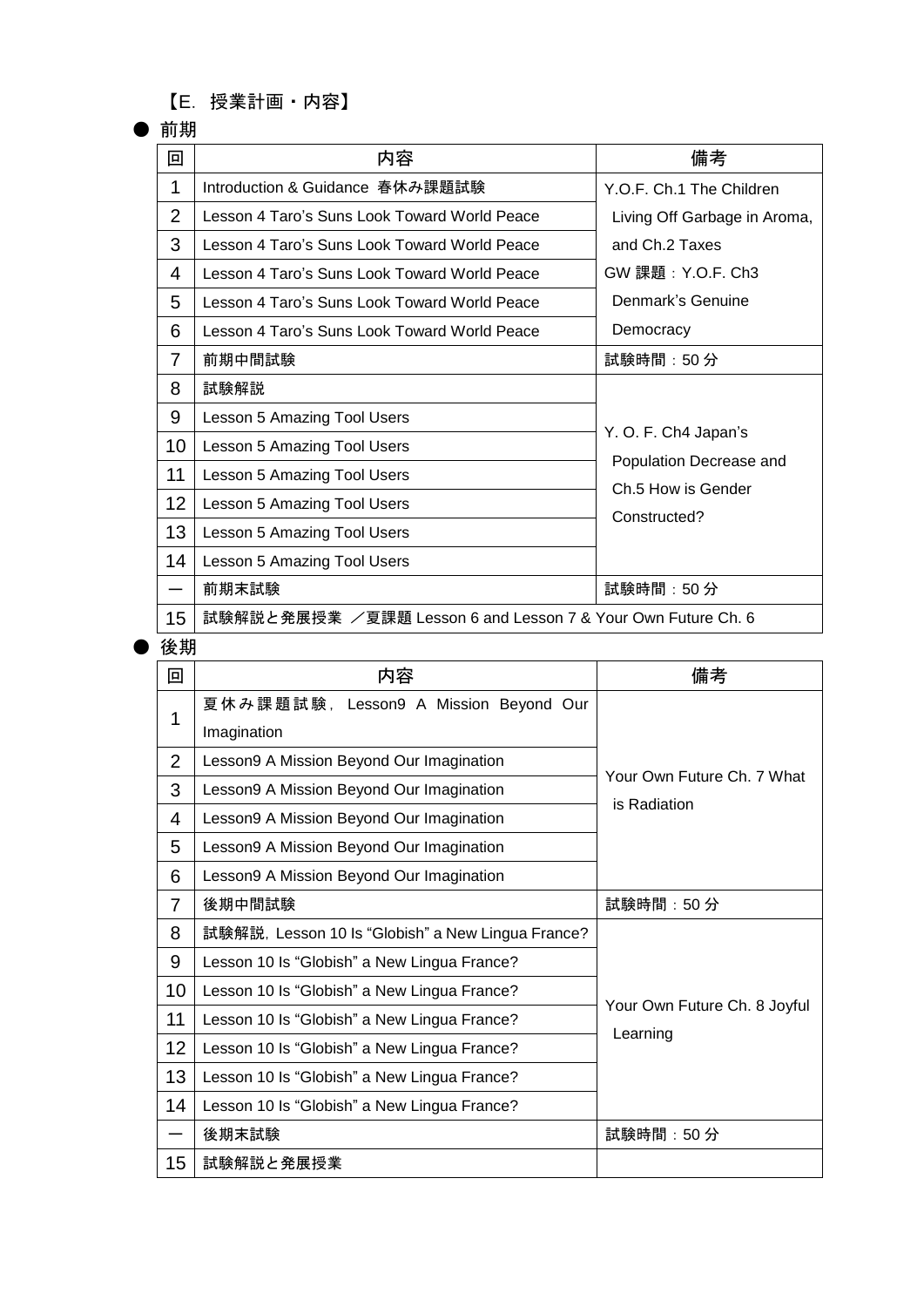【E. 授業計画・内容】

● 前期

| 回 | 内容 | 備考 |
|---|---|---|
| 1 | Introduction & Guidance 春休み課題試験 | Y.O.F. Ch.1 The Children Living Off Garbage in Aroma, and Ch.2 Taxes GW 課題：Y.O.F. Ch3 Denmark's Genuine Democracy |
| 2 | Lesson 4 Taro's Suns Look Toward World Peace | |
| 3 | Lesson 4 Taro's Suns Look Toward World Peace | |
| 4 | Lesson 4 Taro's Suns Look Toward World Peace | |
| 5 | Lesson 4 Taro's Suns Look Toward World Peace | |
| 6 | Lesson 4 Taro's Suns Look Toward World Peace | |
| 7 | 前期中間試験 | 試験時間：50 分 |
| 8 | 試験解説 | Y. O. F. Ch4 Japan's Population Decrease and Ch.5 How is Gender Constructed? |
| 9 | Lesson 5 Amazing Tool Users | |
| 10 | Lesson 5 Amazing Tool Users | |
| 11 | Lesson 5 Amazing Tool Users | |
| 12 | Lesson 5 Amazing Tool Users | |
| 13 | Lesson 5 Amazing Tool Users | |
| 14 | Lesson 5 Amazing Tool Users | |
| ー | 前期末試験 | 試験時間：50 分 |
| 15 | 試験解説と発展授業 ／夏課題 Lesson 6 and Lesson 7 & Your Own Future Ch. 6 | |

● 後期

| 回 | 内容 | 備考 |
|---|---|---|
| 1 | 夏休み課題試験， Lesson9 A Mission Beyond Our Imagination | Your Own Future Ch. 7 What is Radiation |
| 2 | Lesson9 A Mission Beyond Our Imagination | |
| 3 | Lesson9 A Mission Beyond Our Imagination | |
| 4 | Lesson9 A Mission Beyond Our Imagination | |
| 5 | Lesson9 A Mission Beyond Our Imagination | |
| 6 | Lesson9 A Mission Beyond Our Imagination | |
| 7 | 後期中間試験 | 試験時間：50 分 |
| 8 | 試験解説，Lesson 10 Is "Globish" a New Lingua France? | Your Own Future Ch. 8 Joyful Learning |
| 9 | Lesson 10 Is "Globish" a New Lingua France? | |
| 10 | Lesson 10 Is "Globish" a New Lingua France? | |
| 11 | Lesson 10 Is "Globish" a New Lingua France? | |
| 12 | Lesson 10 Is "Globish" a New Lingua France? | |
| 13 | Lesson 10 Is "Globish" a New Lingua France? | |
| 14 | Lesson 10 Is "Globish" a New Lingua France? | |
| ー | 後期末試験 | 試験時間：50 分 |
| 15 | 試験解説と発展授業 | |